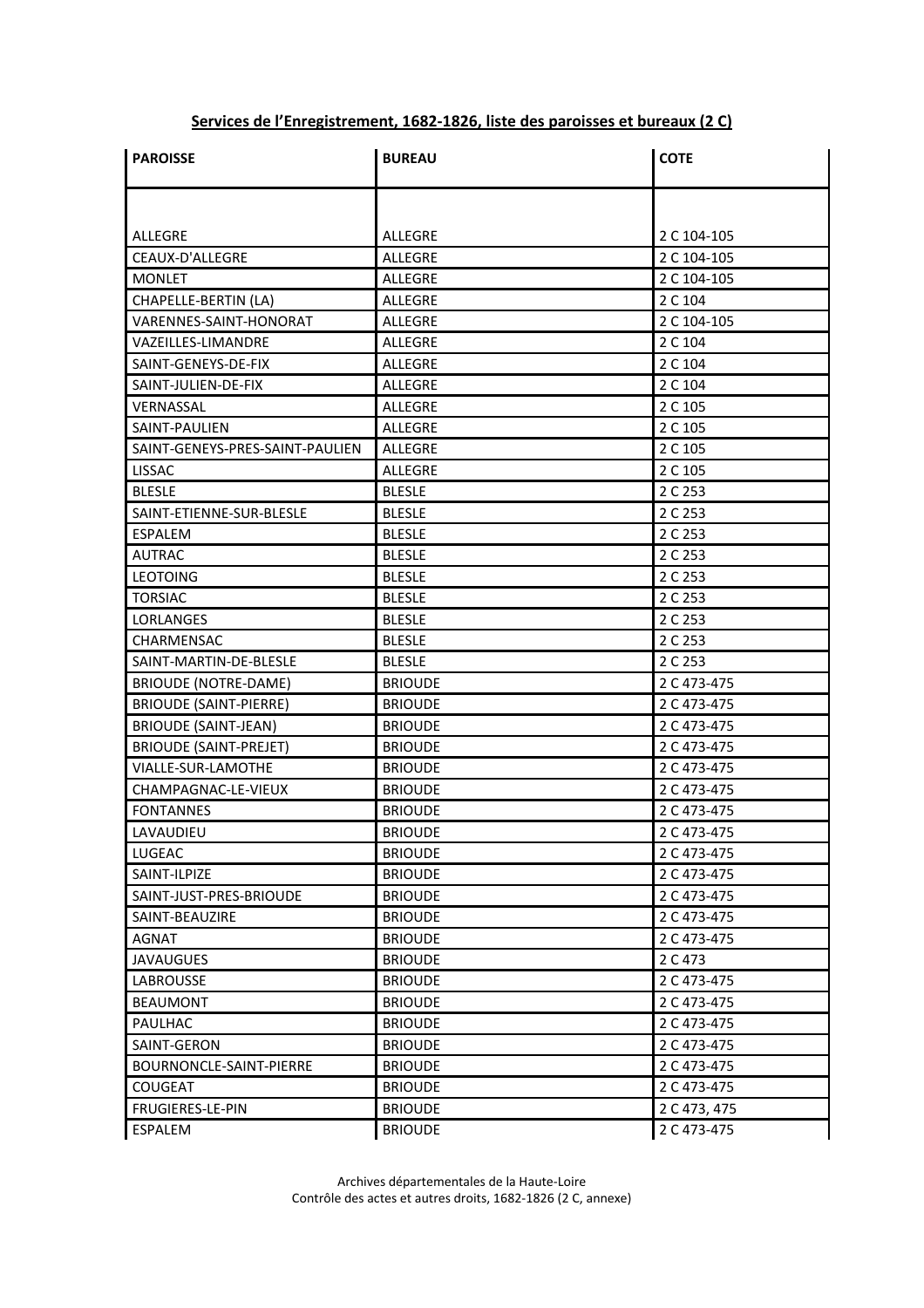**Services de l'Enregistrement, 1682-1826, liste des paroisses et bureaux (2 C)**

| PAROISSE | BUREAU | COTE |
|---|---|---|
| ALLEGRE | ALLEGRE | 2 C 104-105 |
| CEAUX-D'ALLEGRE | ALLEGRE | 2 C 104-105 |
| MONLET | ALLEGRE | 2 C 104-105 |
| CHAPELLE-BERTIN (LA) | ALLEGRE | 2 C 104 |
| VARENNES-SAINT-HONORAT | ALLEGRE | 2 C 104-105 |
| VAZEILLES-LIMANDRE | ALLEGRE | 2 C 104 |
| SAINT-GENEYS-DE-FIX | ALLEGRE | 2 C 104 |
| SAINT-JULIEN-DE-FIX | ALLEGRE | 2 C 104 |
| VERNASSAL | ALLEGRE | 2 C 105 |
| SAINT-PAULIEN | ALLEGRE | 2 C 105 |
| SAINT-GENEYS-PRES-SAINT-PAULIEN | ALLEGRE | 2 C 105 |
| LISSAC | ALLEGRE | 2 C 105 |
| BLESLE | BLESLE | 2 C 253 |
| SAINT-ETIENNE-SUR-BLESLE | BLESLE | 2 C 253 |
| ESPALEM | BLESLE | 2 C 253 |
| AUTRAC | BLESLE | 2 C 253 |
| LEOTOING | BLESLE | 2 C 253 |
| TORSIAC | BLESLE | 2 C 253 |
| LORLANGES | BLESLE | 2 C 253 |
| CHARMENSAC | BLESLE | 2 C 253 |
| SAINT-MARTIN-DE-BLESLE | BLESLE | 2 C 253 |
| BRIOUDE (NOTRE-DAME) | BRIOUDE | 2 C 473-475 |
| BRIOUDE (SAINT-PIERRE) | BRIOUDE | 2 C 473-475 |
| BRIOUDE (SAINT-JEAN) | BRIOUDE | 2 C 473-475 |
| BRIOUDE (SAINT-PREJET) | BRIOUDE | 2 C 473-475 |
| VIALLE-SUR-LAMOTHE | BRIOUDE | 2 C 473-475 |
| CHAMPAGNAC-LE-VIEUX | BRIOUDE | 2 C 473-475 |
| FONTANNES | BRIOUDE | 2 C 473-475 |
| LAVAUDIEU | BRIOUDE | 2 C 473-475 |
| LUGEAC | BRIOUDE | 2 C 473-475 |
| SAINT-ILPIZE | BRIOUDE | 2 C 473-475 |
| SAINT-JUST-PRES-BRIOUDE | BRIOUDE | 2 C 473-475 |
| SAINT-BEAUZIRE | BRIOUDE | 2 C 473-475 |
| AGNAT | BRIOUDE | 2 C 473-475 |
| JAVAUGUES | BRIOUDE | 2 C 473 |
| LABROUSSE | BRIOUDE | 2 C 473-475 |
| BEAUMONT | BRIOUDE | 2 C 473-475 |
| PAULHAC | BRIOUDE | 2 C 473-475 |
| SAINT-GERON | BRIOUDE | 2 C 473-475 |
| BOURNONCLE-SAINT-PIERRE | BRIOUDE | 2 C 473-475 |
| COUGEAT | BRIOUDE | 2 C 473-475 |
| FRUGIERES-LE-PIN | BRIOUDE | 2 C 473, 475 |
| ESPALEM | BRIOUDE | 2 C 473-475 |

Archives départementales de la Haute-Loire
Contrôle des actes et autres droits, 1682-1826 (2 C, annexe)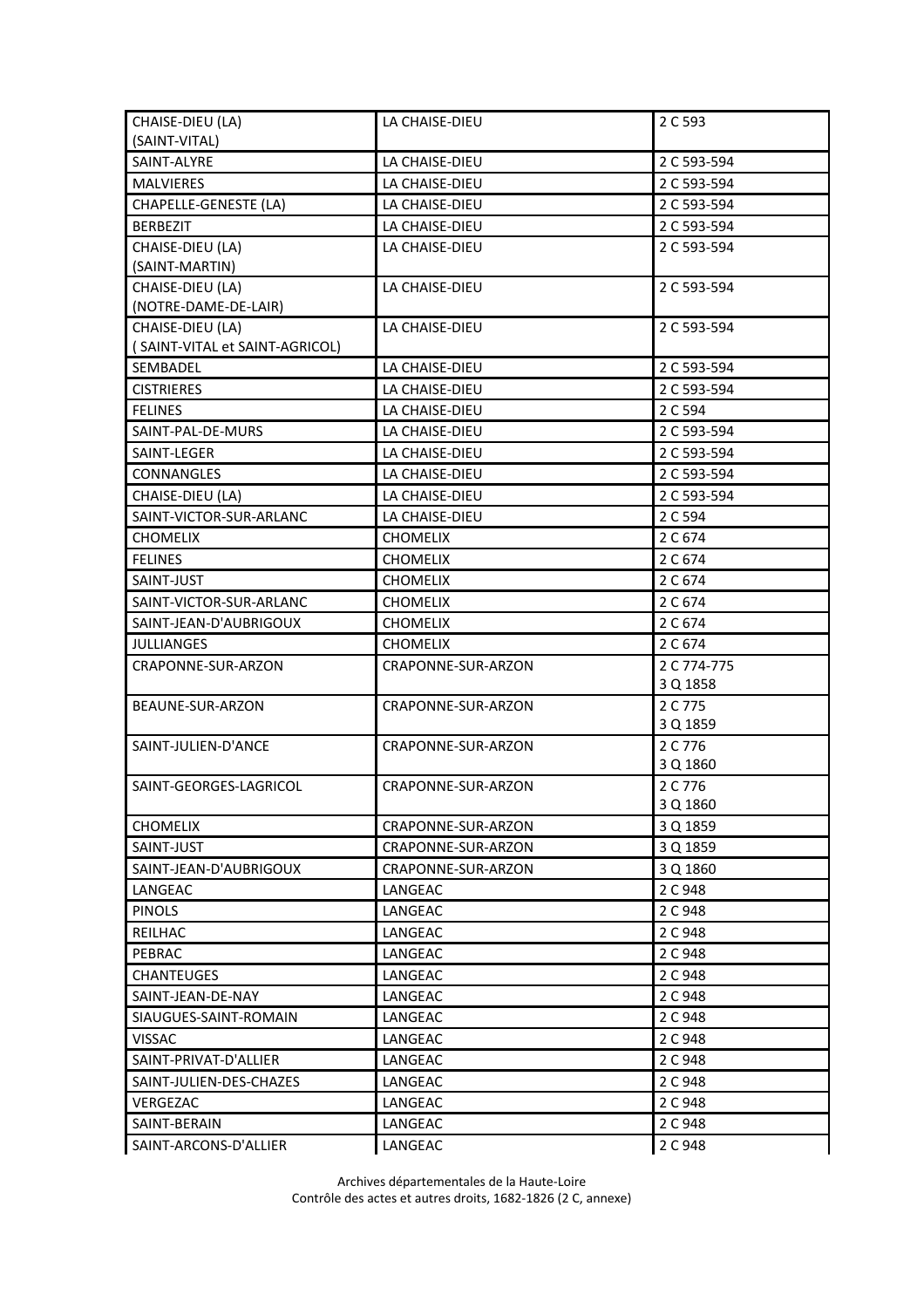| | | |
|---|---|---|
| CHAISE-DIEU (LA) (SAINT-VITAL) | LA CHAISE-DIEU | 2 C 593 |
| SAINT-ALYRE | LA CHAISE-DIEU | 2 C 593-594 |
| MALVIERES | LA CHAISE-DIEU | 2 C 593-594 |
| CHAPELLE-GENESTE (LA) | LA CHAISE-DIEU | 2 C 593-594 |
| BERBEZIT | LA CHAISE-DIEU | 2 C 593-594 |
| CHAISE-DIEU (LA) (SAINT-MARTIN) | LA CHAISE-DIEU | 2 C 593-594 |
| CHAISE-DIEU (LA) (NOTRE-DAME-DE-LAIR) | LA CHAISE-DIEU | 2 C 593-594 |
| CHAISE-DIEU (LA) ( SAINT-VITAL et SAINT-AGRICOL) | LA CHAISE-DIEU | 2 C 593-594 |
| SEMBADEL | LA CHAISE-DIEU | 2 C 593-594 |
| CISTRIERES | LA CHAISE-DIEU | 2 C 593-594 |
| FELINES | LA CHAISE-DIEU | 2 C 594 |
| SAINT-PAL-DE-MURS | LA CHAISE-DIEU | 2 C 593-594 |
| SAINT-LEGER | LA CHAISE-DIEU | 2 C 593-594 |
| CONNANGLES | LA CHAISE-DIEU | 2 C 593-594 |
| CHAISE-DIEU (LA) | LA CHAISE-DIEU | 2 C 593-594 |
| SAINT-VICTOR-SUR-ARLANC | LA CHAISE-DIEU | 2 C 594 |
| CHOMELIX | CHOMELIX | 2 C 674 |
| FELINES | CHOMELIX | 2 C 674 |
| SAINT-JUST | CHOMELIX | 2 C 674 |
| SAINT-VICTOR-SUR-ARLANC | CHOMELIX | 2 C 674 |
| SAINT-JEAN-D'AUBRIGOUX | CHOMELIX | 2 C 674 |
| JULLIANGES | CHOMELIX | 2 C 674 |
| CRAPONNE-SUR-ARZON | CRAPONNE-SUR-ARZON | 2 C 774-775<br>3 Q 1858 |
| BEAUNE-SUR-ARZON | CRAPONNE-SUR-ARZON | 2 C 775<br>3 Q 1859 |
| SAINT-JULIEN-D'ANCE | CRAPONNE-SUR-ARZON | 2 C 776<br>3 Q 1860 |
| SAINT-GEORGES-LAGRICOL | CRAPONNE-SUR-ARZON | 2 C 776<br>3 Q 1860 |
| CHOMELIX | CRAPONNE-SUR-ARZON | 3 Q 1859 |
| SAINT-JUST | CRAPONNE-SUR-ARZON | 3 Q 1859 |
| SAINT-JEAN-D'AUBRIGOUX | CRAPONNE-SUR-ARZON | 3 Q 1860 |
| LANGEAC | LANGEAC | 2 C 948 |
| PINOLS | LANGEAC | 2 C 948 |
| REILHAC | LANGEAC | 2 C 948 |
| PEBRAC | LANGEAC | 2 C 948 |
| CHANTEUGES | LANGEAC | 2 C 948 |
| SAINT-JEAN-DE-NAY | LANGEAC | 2 C 948 |
| SIAUGUES-SAINT-ROMAIN | LANGEAC | 2 C 948 |
| VISSAC | LANGEAC | 2 C 948 |
| SAINT-PRIVAT-D'ALLIER | LANGEAC | 2 C 948 |
| SAINT-JULIEN-DES-CHAZES | LANGEAC | 2 C 948 |
| VERGEZAC | LANGEAC | 2 C 948 |
| SAINT-BERAIN | LANGEAC | 2 C 948 |
| SAINT-ARCONS-D'ALLIER | LANGEAC | 2 C 948 |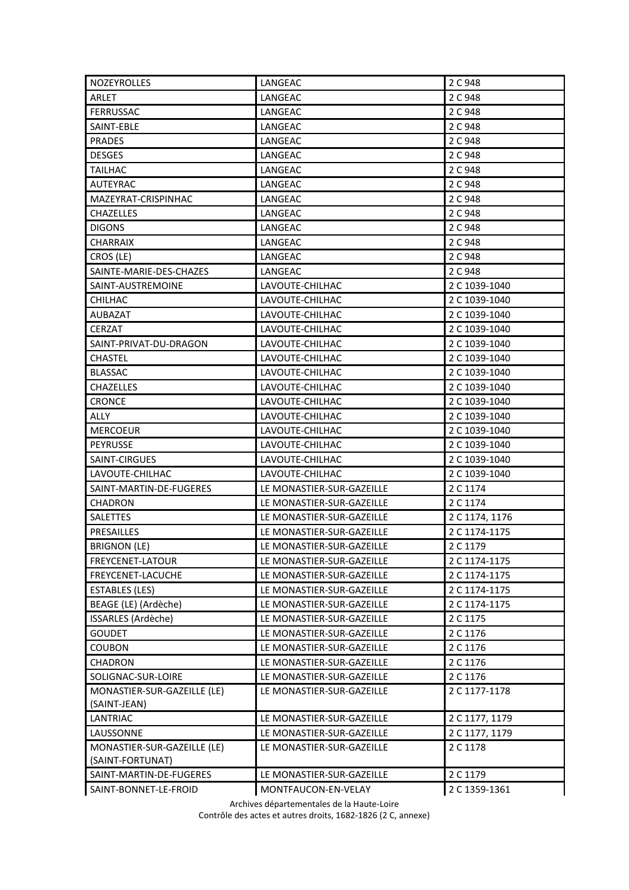| NOZEYROLLES | LANGEAC | 2 C 948 |
|---|---|---|
| ARLET | LANGEAC | 2 C 948 |
| FERRUSSAC | LANGEAC | 2 C 948 |
| SAINT-EBLE | LANGEAC | 2 C 948 |
| PRADES | LANGEAC | 2 C 948 |
| DESGES | LANGEAC | 2 C 948 |
| TAILHAC | LANGEAC | 2 C 948 |
| AUTEYRAC | LANGEAC | 2 C 948 |
| MAZEYRAT-CRISPINHAC | LANGEAC | 2 C 948 |
| CHAZELLES | LANGEAC | 2 C 948 |
| DIGONS | LANGEAC | 2 C 948 |
| CHARRAIX | LANGEAC | 2 C 948 |
| CROS (LE) | LANGEAC | 2 C 948 |
| SAINTE-MARIE-DES-CHAZES | LANGEAC | 2 C 948 |
| SAINT-AUSTREMOINE | LAVOUTE-CHILHAC | 2 C 1039-1040 |
| CHILHAC | LAVOUTE-CHILHAC | 2 C 1039-1040 |
| AUBAZAT | LAVOUTE-CHILHAC | 2 C 1039-1040 |
| CERZAT | LAVOUTE-CHILHAC | 2 C 1039-1040 |
| SAINT-PRIVAT-DU-DRAGON | LAVOUTE-CHILHAC | 2 C 1039-1040 |
| CHASTEL | LAVOUTE-CHILHAC | 2 C 1039-1040 |
| BLASSAC | LAVOUTE-CHILHAC | 2 C 1039-1040 |
| CHAZELLES | LAVOUTE-CHILHAC | 2 C 1039-1040 |
| CRONCE | LAVOUTE-CHILHAC | 2 C 1039-1040 |
| ALLY | LAVOUTE-CHILHAC | 2 C 1039-1040 |
| MERCOEUR | LAVOUTE-CHILHAC | 2 C 1039-1040 |
| PEYRUSSE | LAVOUTE-CHILHAC | 2 C 1039-1040 |
| SAINT-CIRGUES | LAVOUTE-CHILHAC | 2 C 1039-1040 |
| LAVOUTE-CHILHAC | LAVOUTE-CHILHAC | 2 C 1039-1040 |
| SAINT-MARTIN-DE-FUGERES | LE MONASTIER-SUR-GAZEILLE | 2 C 1174 |
| CHADRON | LE MONASTIER-SUR-GAZEILLE | 2 C 1174 |
| SALETTES | LE MONASTIER-SUR-GAZEILLE | 2 C 1174, 1176 |
| PRESAILLES | LE MONASTIER-SUR-GAZEILLE | 2 C 1174-1175 |
| BRIGNON (LE) | LE MONASTIER-SUR-GAZEILLE | 2 C 1179 |
| FREYCENET-LATOUR | LE MONASTIER-SUR-GAZEILLE | 2 C 1174-1175 |
| FREYCENET-LACUCHE | LE MONASTIER-SUR-GAZEILLE | 2 C 1174-1175 |
| ESTABLES (LES) | LE MONASTIER-SUR-GAZEILLE | 2 C 1174-1175 |
| BEAGE (LE) (Ardèche) | LE MONASTIER-SUR-GAZEILLE | 2 C 1174-1175 |
| ISSARLES (Ardèche) | LE MONASTIER-SUR-GAZEILLE | 2 C 1175 |
| GOUDET | LE MONASTIER-SUR-GAZEILLE | 2 C 1176 |
| COUBON | LE MONASTIER-SUR-GAZEILLE | 2 C 1176 |
| CHADRON | LE MONASTIER-SUR-GAZEILLE | 2 C 1176 |
| SOLIGNAC-SUR-LOIRE | LE MONASTIER-SUR-GAZEILLE | 2 C 1176 |
| MONASTIER-SUR-GAZEILLE (LE) (SAINT-JEAN) | LE MONASTIER-SUR-GAZEILLE | 2 C 1177-1178 |
| LANTRIAC | LE MONASTIER-SUR-GAZEILLE | 2 C 1177, 1179 |
| LAUSSONNE | LE MONASTIER-SUR-GAZEILLE | 2 C 1177, 1179 |
| MONASTIER-SUR-GAZEILLE (LE) (SAINT-FORTUNAT) | LE MONASTIER-SUR-GAZEILLE | 2 C 1178 |
| SAINT-MARTIN-DE-FUGERES | LE MONASTIER-SUR-GAZEILLE | 2 C 1179 |
| SAINT-BONNET-LE-FROID | MONTFAUCON-EN-VELAY | 2 C 1359-1361 |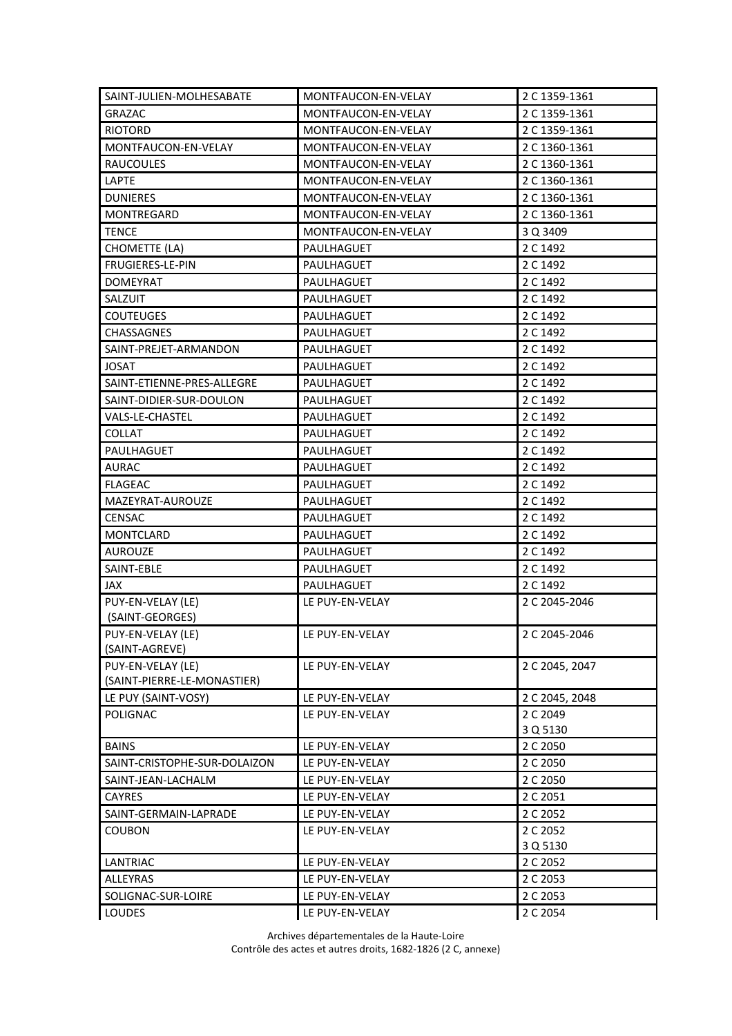| | | |
|---|---|---|
| SAINT-JULIEN-MOLHESABATE | MONTFAUCON-EN-VELAY | 2 C 1359-1361 |
| GRAZAC | MONTFAUCON-EN-VELAY | 2 C 1359-1361 |
| RIOTORD | MONTFAUCON-EN-VELAY | 2 C 1359-1361 |
| MONTFAUCON-EN-VELAY | MONTFAUCON-EN-VELAY | 2 C 1360-1361 |
| RAUCOULES | MONTFAUCON-EN-VELAY | 2 C 1360-1361 |
| LAPTE | MONTFAUCON-EN-VELAY | 2 C 1360-1361 |
| DUNIERES | MONTFAUCON-EN-VELAY | 2 C 1360-1361 |
| MONTREGARD | MONTFAUCON-EN-VELAY | 2 C 1360-1361 |
| TENCE | MONTFAUCON-EN-VELAY | 3 Q 3409 |
| CHOMETTE (LA) | PAULHAGUET | 2 C 1492 |
| FRUGIERES-LE-PIN | PAULHAGUET | 2 C 1492 |
| DOMEYRAT | PAULHAGUET | 2 C 1492 |
| SALZUIT | PAULHAGUET | 2 C 1492 |
| COUTEUGES | PAULHAGUET | 2 C 1492 |
| CHASSAGNES | PAULHAGUET | 2 C 1492 |
| SAINT-PREJET-ARMANDON | PAULHAGUET | 2 C 1492 |
| JOSAT | PAULHAGUET | 2 C 1492 |
| SAINT-ETIENNE-PRES-ALLEGRE | PAULHAGUET | 2 C 1492 |
| SAINT-DIDIER-SUR-DOULON | PAULHAGUET | 2 C 1492 |
| VALS-LE-CHASTEL | PAULHAGUET | 2 C 1492 |
| COLLAT | PAULHAGUET | 2 C 1492 |
| PAULHAGUET | PAULHAGUET | 2 C 1492 |
| AURAC | PAULHAGUET | 2 C 1492 |
| FLAGEAC | PAULHAGUET | 2 C 1492 |
| MAZEYRAT-AUROUZE | PAULHAGUET | 2 C 1492 |
| CENSAC | PAULHAGUET | 2 C 1492 |
| MONTCLARD | PAULHAGUET | 2 C 1492 |
| AUROUZE | PAULHAGUET | 2 C 1492 |
| SAINT-EBLE | PAULHAGUET | 2 C 1492 |
| JAX | PAULHAGUET | 2 C 1492 |
| PUY-EN-VELAY (LE) (SAINT-GEORGES) | LE PUY-EN-VELAY | 2 C 2045-2046 |
| PUY-EN-VELAY (LE) (SAINT-AGREVE) | LE PUY-EN-VELAY | 2 C 2045-2046 |
| PUY-EN-VELAY (LE) (SAINT-PIERRE-LE-MONASTIER) | LE PUY-EN-VELAY | 2 C 2045, 2047 |
| LE PUY (SAINT-VOSY) | LE PUY-EN-VELAY | 2 C 2045, 2048 |
| POLIGNAC | LE PUY-EN-VELAY | 2 C 2049<br>3 Q 5130 |
| BAINS | LE PUY-EN-VELAY | 2 C 2050 |
| SAINT-CRISTOPHE-SUR-DOLAIZON | LE PUY-EN-VELAY | 2 C 2050 |
| SAINT-JEAN-LACHALM | LE PUY-EN-VELAY | 2 C 2050 |
| CAYRES | LE PUY-EN-VELAY | 2 C 2051 |
| SAINT-GERMAIN-LAPRADE | LE PUY-EN-VELAY | 2 C 2052 |
| COUBON | LE PUY-EN-VELAY | 2 C 2052<br>3 Q 5130 |
| LANTRIAC | LE PUY-EN-VELAY | 2 C 2052 |
| ALLEYRAS | LE PUY-EN-VELAY | 2 C 2053 |
| SOLIGNAC-SUR-LOIRE | LE PUY-EN-VELAY | 2 C 2053 |
| LOUDES | LE PUY-EN-VELAY | 2 C 2054 |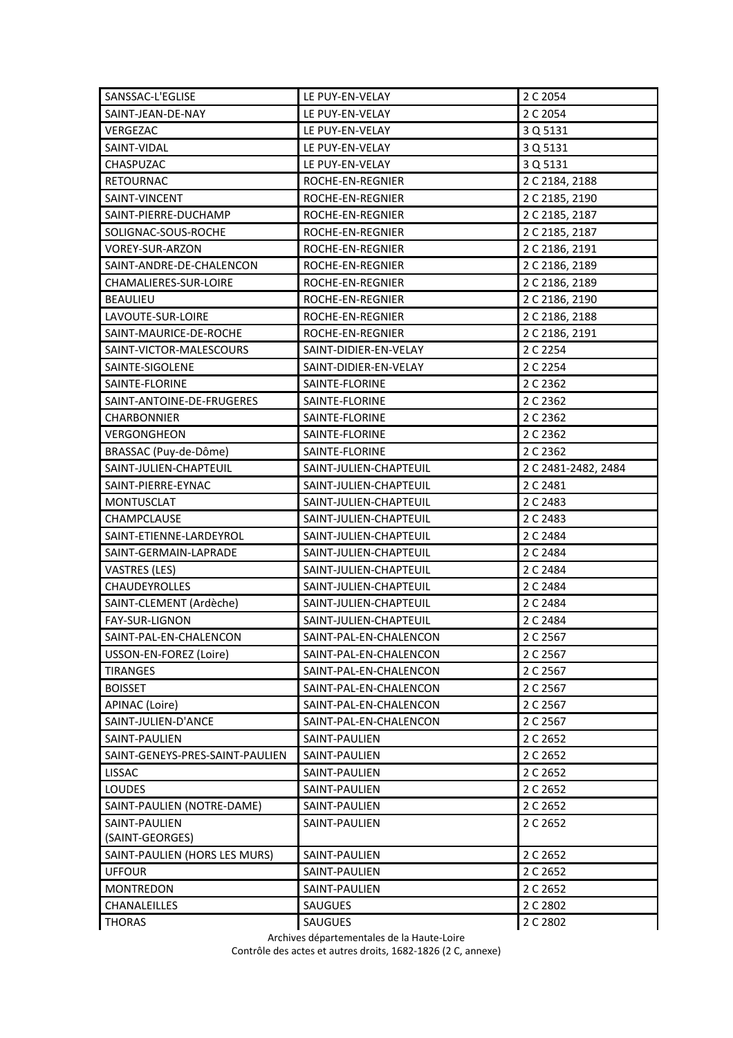| SANSSAC-L'EGLISE | LE PUY-EN-VELAY | 2 C 2054 |
|---|---|---|
| SAINT-JEAN-DE-NAY | LE PUY-EN-VELAY | 2 C 2054 |
| VERGEZAC | LE PUY-EN-VELAY | 3 Q 5131 |
| SAINT-VIDAL | LE PUY-EN-VELAY | 3 Q 5131 |
| CHASPUZAC | LE PUY-EN-VELAY | 3 Q 5131 |
| RETOURNAC | ROCHE-EN-REGNIER | 2 C 2184, 2188 |
| SAINT-VINCENT | ROCHE-EN-REGNIER | 2 C 2185, 2190 |
| SAINT-PIERRE-DUCHAMP | ROCHE-EN-REGNIER | 2 C 2185, 2187 |
| SOLIGNAC-SOUS-ROCHE | ROCHE-EN-REGNIER | 2 C 2185, 2187 |
| VOREY-SUR-ARZON | ROCHE-EN-REGNIER | 2 C 2186, 2191 |
| SAINT-ANDRE-DE-CHALENCON | ROCHE-EN-REGNIER | 2 C 2186, 2189 |
| CHAMALIERES-SUR-LOIRE | ROCHE-EN-REGNIER | 2 C 2186, 2189 |
| BEAULIEU | ROCHE-EN-REGNIER | 2 C 2186, 2190 |
| LAVOUTE-SUR-LOIRE | ROCHE-EN-REGNIER | 2 C 2186, 2188 |
| SAINT-MAURICE-DE-ROCHE | ROCHE-EN-REGNIER | 2 C 2186, 2191 |
| SAINT-VICTOR-MALESCOURS | SAINT-DIDIER-EN-VELAY | 2 C 2254 |
| SAINTE-SIGOLENE | SAINT-DIDIER-EN-VELAY | 2 C 2254 |
| SAINTE-FLORINE | SAINTE-FLORINE | 2 C 2362 |
| SAINT-ANTOINE-DE-FRUGERES | SAINTE-FLORINE | 2 C 2362 |
| CHARBONNIER | SAINTE-FLORINE | 2 C 2362 |
| VERGONGHEON | SAINTE-FLORINE | 2 C 2362 |
| BRASSAC (Puy-de-Dôme) | SAINTE-FLORINE | 2 C 2362 |
| SAINT-JULIEN-CHAPTEUIL | SAINT-JULIEN-CHAPTEUIL | 2 C 2481-2482, 2484 |
| SAINT-PIERRE-EYNAC | SAINT-JULIEN-CHAPTEUIL | 2 C 2481 |
| MONTUSCLAT | SAINT-JULIEN-CHAPTEUIL | 2 C 2483 |
| CHAMPCLAUSE | SAINT-JULIEN-CHAPTEUIL | 2 C 2483 |
| SAINT-ETIENNE-LARDEYROL | SAINT-JULIEN-CHAPTEUIL | 2 C 2484 |
| SAINT-GERMAIN-LAPRADE | SAINT-JULIEN-CHAPTEUIL | 2 C 2484 |
| VASTRES (LES) | SAINT-JULIEN-CHAPTEUIL | 2 C 2484 |
| CHAUDEYROLLES | SAINT-JULIEN-CHAPTEUIL | 2 C 2484 |
| SAINT-CLEMENT (Ardèche) | SAINT-JULIEN-CHAPTEUIL | 2 C 2484 |
| FAY-SUR-LIGNON | SAINT-JULIEN-CHAPTEUIL | 2 C 2484 |
| SAINT-PAL-EN-CHALENCON | SAINT-PAL-EN-CHALENCON | 2 C 2567 |
| USSON-EN-FOREZ (Loire) | SAINT-PAL-EN-CHALENCON | 2 C 2567 |
| TIRANGES | SAINT-PAL-EN-CHALENCON | 2 C 2567 |
| BOISSET | SAINT-PAL-EN-CHALENCON | 2 C 2567 |
| APINAC (Loire) | SAINT-PAL-EN-CHALENCON | 2 C 2567 |
| SAINT-JULIEN-D'ANCE | SAINT-PAL-EN-CHALENCON | 2 C 2567 |
| SAINT-PAULIEN | SAINT-PAULIEN | 2 C 2652 |
| SAINT-GENEYS-PRES-SAINT-PAULIEN | SAINT-PAULIEN | 2 C 2652 |
| LISSAC | SAINT-PAULIEN | 2 C 2652 |
| LOUDES | SAINT-PAULIEN | 2 C 2652 |
| SAINT-PAULIEN (NOTRE-DAME) | SAINT-PAULIEN | 2 C 2652 |
| SAINT-PAULIEN (SAINT-GEORGES) | SAINT-PAULIEN | 2 C 2652 |
| SAINT-PAULIEN (HORS LES MURS) | SAINT-PAULIEN | 2 C 2652 |
| UFFOUR | SAINT-PAULIEN | 2 C 2652 |
| MONTREDON | SAINT-PAULIEN | 2 C 2652 |
| CHANALEILLES | SAUGUES | 2 C 2802 |
| THORAS | SAUGUES | 2 C 2802 |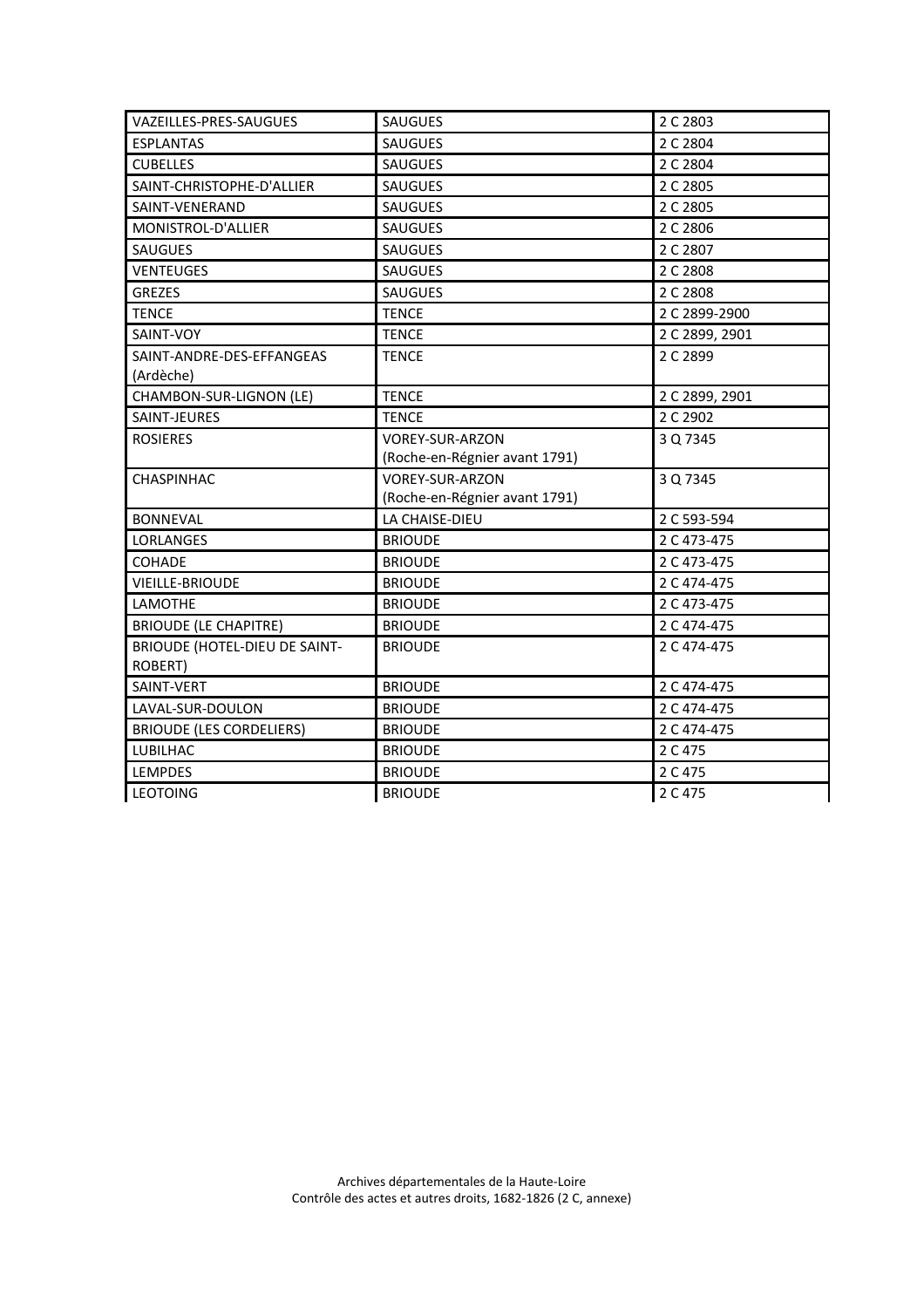| | | |
|---|---|---|
| VAZEILLES-PRES-SAUGUES | SAUGUES | 2 C 2803 |
| ESPLANTAS | SAUGUES | 2 C 2804 |
| CUBELLES | SAUGUES | 2 C 2804 |
| SAINT-CHRISTOPHE-D'ALLIER | SAUGUES | 2 C 2805 |
| SAINT-VENERAND | SAUGUES | 2 C 2805 |
| MONISTROL-D'ALLIER | SAUGUES | 2 C 2806 |
| SAUGUES | SAUGUES | 2 C 2807 |
| VENTEUGES | SAUGUES | 2 C 2808 |
| GREZES | SAUGUES | 2 C 2808 |
| TENCE | TENCE | 2 C 2899-2900 |
| SAINT-VOY | TENCE | 2 C 2899, 2901 |
| SAINT-ANDRE-DES-EFFANGEAS (Ardèche) | TENCE | 2 C 2899 |
| CHAMBON-SUR-LIGNON (LE) | TENCE | 2 C 2899, 2901 |
| SAINT-JEURES | TENCE | 2 C 2902 |
| ROSIERES | VOREY-SUR-ARZON (Roche-en-Régnier avant 1791) | 3 Q 7345 |
| CHASPINHAC | VOREY-SUR-ARZON (Roche-en-Régnier avant 1791) | 3 Q 7345 |
| BONNEVAL | LA CHAISE-DIEU | 2 C 593-594 |
| LORLANGES | BRIOUDE | 2 C 473-475 |
| COHADE | BRIOUDE | 2 C 473-475 |
| VIEILLE-BRIOUDE | BRIOUDE | 2 C 474-475 |
| LAMOTHE | BRIOUDE | 2 C 473-475 |
| BRIOUDE (LE CHAPITRE) | BRIOUDE | 2 C 474-475 |
| BRIOUDE (HOTEL-DIEU DE SAINT-ROBERT) | BRIOUDE | 2 C 474-475 |
| SAINT-VERT | BRIOUDE | 2 C 474-475 |
| LAVAL-SUR-DOULON | BRIOUDE | 2 C 474-475 |
| BRIOUDE (LES CORDELIERS) | BRIOUDE | 2 C 474-475 |
| LUBILHAC | BRIOUDE | 2 C 475 |
| LEMPDES | BRIOUDE | 2 C 475 |
| LEOTOING | BRIOUDE | 2 C 475 |